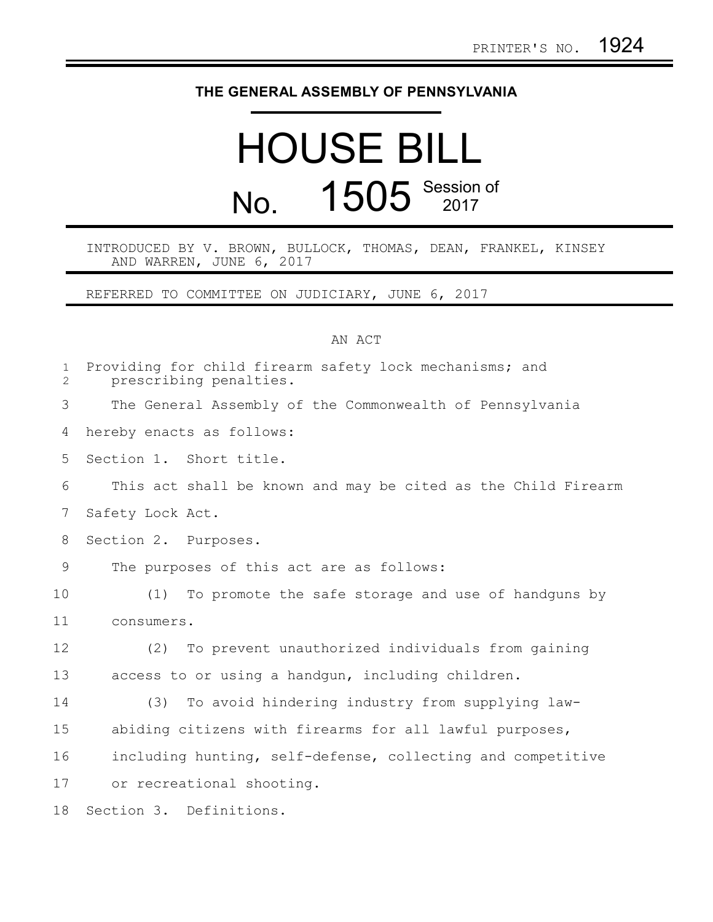PRINTER'S NO. 1924

# THE GENERAL ASSEMBLY OF PENNSYLVANIA

# HOUSE BILL

## No. 1505 Session of 2017

INTRODUCED BY V. BROWN, BULLOCK, THOMAS, DEAN, FRANKEL, KINSEY AND WARREN, JUNE 6, 2017

REFERRED TO COMMITTEE ON JUDICIARY, JUNE 6, 2017

AN ACT

Providing for child firearm safety lock mechanisms; and prescribing penalties.

The General Assembly of the Commonwealth of Pennsylvania hereby enacts as follows:

Section 1. Short title.

This act shall be known and may be cited as the Child Firearm Safety Lock Act.

Section 2. Purposes.

The purposes of this act are as follows:

(1) To promote the safe storage and use of handguns by consumers.

(2) To prevent unauthorized individuals from gaining access to or using a handgun, including children.

(3) To avoid hindering industry from supplying law-abiding citizens with firearms for all lawful purposes, including hunting, self-defense, collecting and competitive or recreational shooting.

Section 3. Definitions.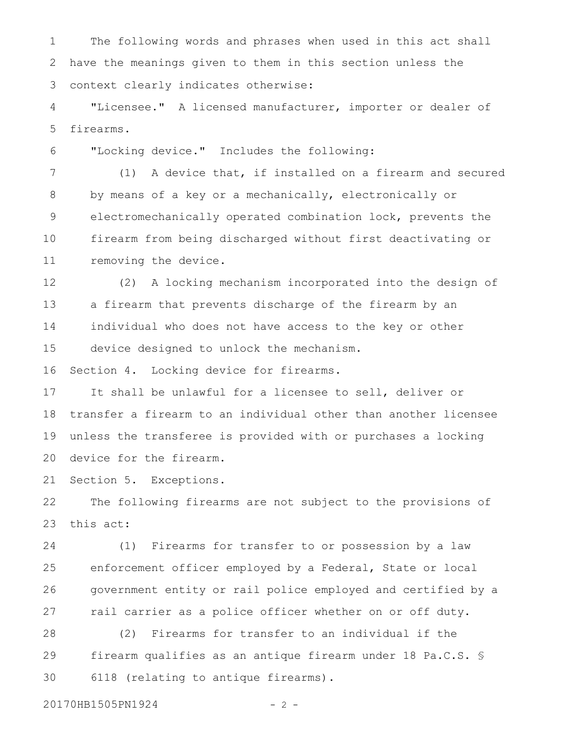The following words and phrases when used in this act shall have the meanings given to them in this section unless the context clearly indicates otherwise:

"Licensee." A licensed manufacturer, importer or dealer of firearms.

"Locking device." Includes the following:

(1) A device that, if installed on a firearm and secured by means of a key or a mechanically, electronically or electromechanically operated combination lock, prevents the firearm from being discharged without first deactivating or removing the device.

(2) A locking mechanism incorporated into the design of a firearm that prevents discharge of the firearm by an individual who does not have access to the key or other device designed to unlock the mechanism.

Section 4. Locking device for firearms.

It shall be unlawful for a licensee to sell, deliver or transfer a firearm to an individual other than another licensee unless the transferee is provided with or purchases a locking device for the firearm.

Section 5. Exceptions.

The following firearms are not subject to the provisions of this act:

(1) Firearms for transfer to or possession by a law enforcement officer employed by a Federal, State or local government entity or rail police employed and certified by a rail carrier as a police officer whether on or off duty.

(2) Firearms for transfer to an individual if the firearm qualifies as an antique firearm under 18 Pa.C.S. § 6118 (relating to antique firearms).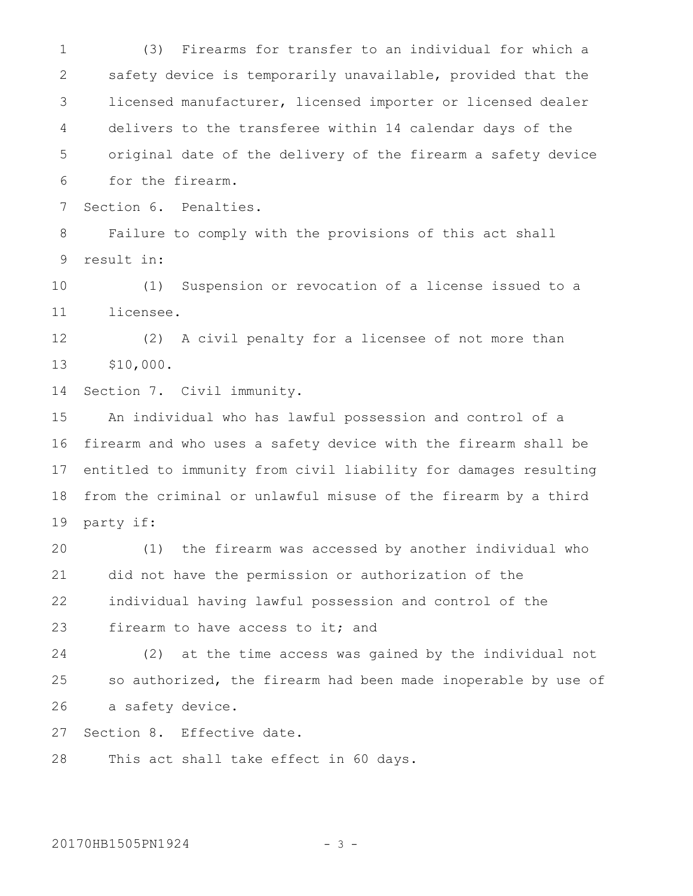(3) Firearms for transfer to an individual for which a safety device is temporarily unavailable, provided that the licensed manufacturer, licensed importer or licensed dealer delivers to the transferee within 14 calendar days of the original date of the delivery of the firearm a safety device for the firearm.

Section 6. Penalties.

Failure to comply with the provisions of this act shall result in:

(1) Suspension or revocation of a license issued to a licensee.

(2) A civil penalty for a licensee of not more than $10,000.

Section 7. Civil immunity.

An individual who has lawful possession and control of a firearm and who uses a safety device with the firearm shall be entitled to immunity from civil liability for damages resulting from the criminal or unlawful misuse of the firearm by a third party if:

(1) the firearm was accessed by another individual who did not have the permission or authorization of the individual having lawful possession and control of the firearm to have access to it; and

(2) at the time access was gained by the individual not so authorized, the firearm had been made inoperable by use of a safety device.

Section 8. Effective date.

This act shall take effect in 60 days.